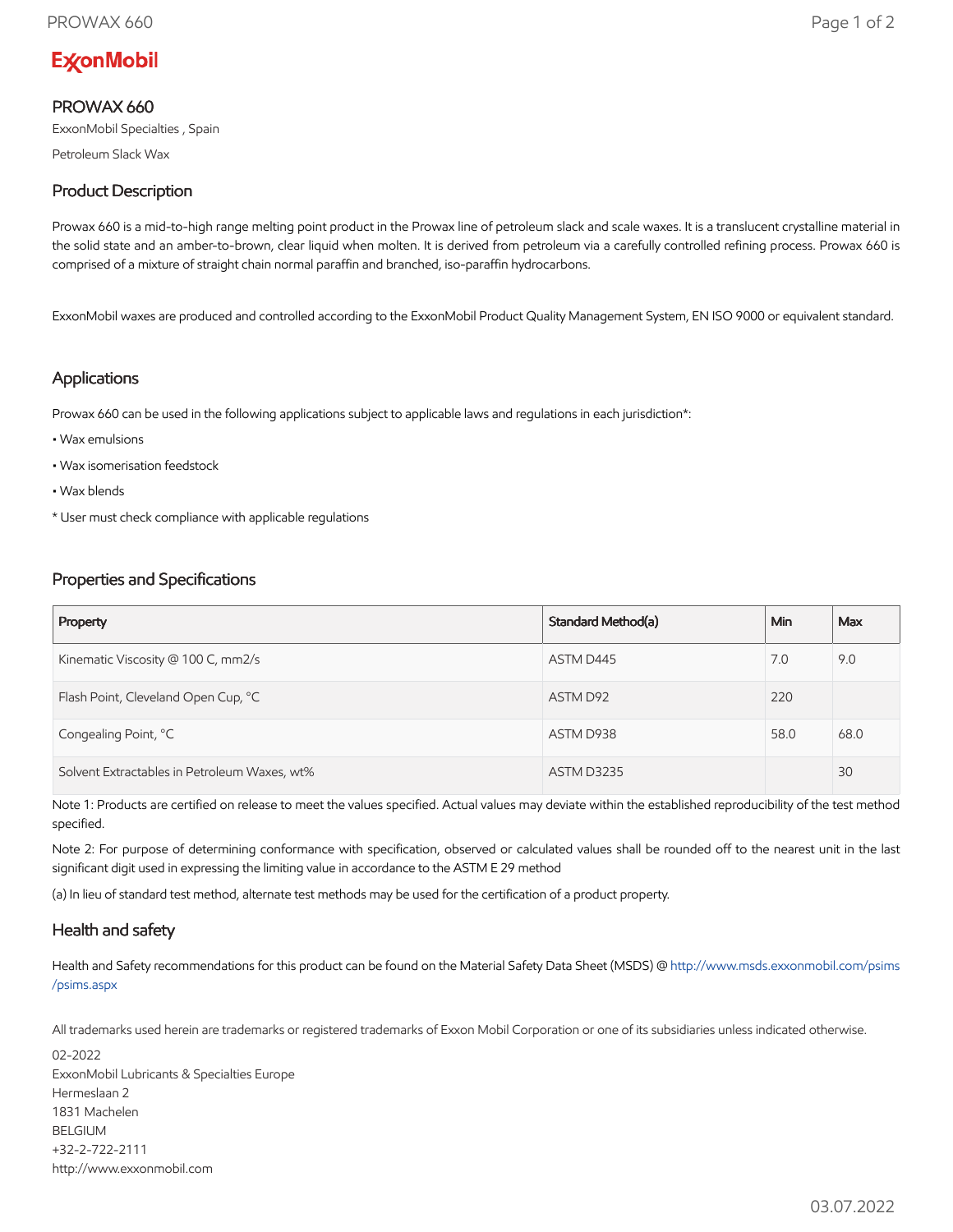ExxonMobil

# PROWAX 660

ExxonMobil Specialties , Spain

Petroleum Slack Wax

## Product Description

Prowax 660 is a mid-to-high range melting point product in the Prowax line of petroleum slack and scale waxes. It is a translucent crystalline material in the solid state and an amber-to-brown, clear liquid when molten. It is derived from petroleum via a carefully controlled refining process. Prowax 660 is comprised of a mixture of straight chain normal paraffin and branched, iso-paraffin hydrocarbons.

ExxonMobil waxes are produced and controlled according to the ExxonMobil Product Quality Management System, EN ISO 9000 or equivalent standard.

## Applications

Prowax 660 can be used in the following applications subject to applicable laws and regulations in each jurisdiction*:

- Wax emulsions
- Wax isomerisation feedstock
- Wax blends

* User must check compliance with applicable regulations

## Properties and Specifications

| Property | Standard Method(a) | Min | Max |
|---|---|---|---|
| Kinematic Viscosity @ 100 C, mm2/s | ASTM D445 | 7.0 | 9.0 |
| Flash Point, Cleveland Open Cup, °C | ASTM D92 | 220 | |
| Congealing Point, °C | ASTM D938 | 58.0 | 68.0 |
| Solvent Extractables in Petroleum Waxes, wt% | ASTM D3235 | | 30 |

Note 1: Products are certified on release to meet the values specified. Actual values may deviate within the established reproducibility of the test method specified.

Note 2: For purpose of determining conformance with specification, observed or calculated values shall be rounded off to the nearest unit in the last significant digit used in expressing the limiting value in accordance to the ASTM E 29 method

(a) In lieu of standard test method, alternate test methods may be used for the certification of a product property.

## Health and safety

Health and Safety recommendations for this product can be found on the Material Safety Data Sheet (MSDS) @ http://www.msds.exxonmobil.com/psims/psims.aspx

All trademarks used herein are trademarks or registered trademarks of Exxon Mobil Corporation or one of its subsidiaries unless indicated otherwise.

02-2022
ExxonMobil Lubricants & Specialties Europe
Hermeslaan 2
1831 Machelen
BELGIUM
+32-2-722-2111
http://www.exxonmobil.com

03.07.2022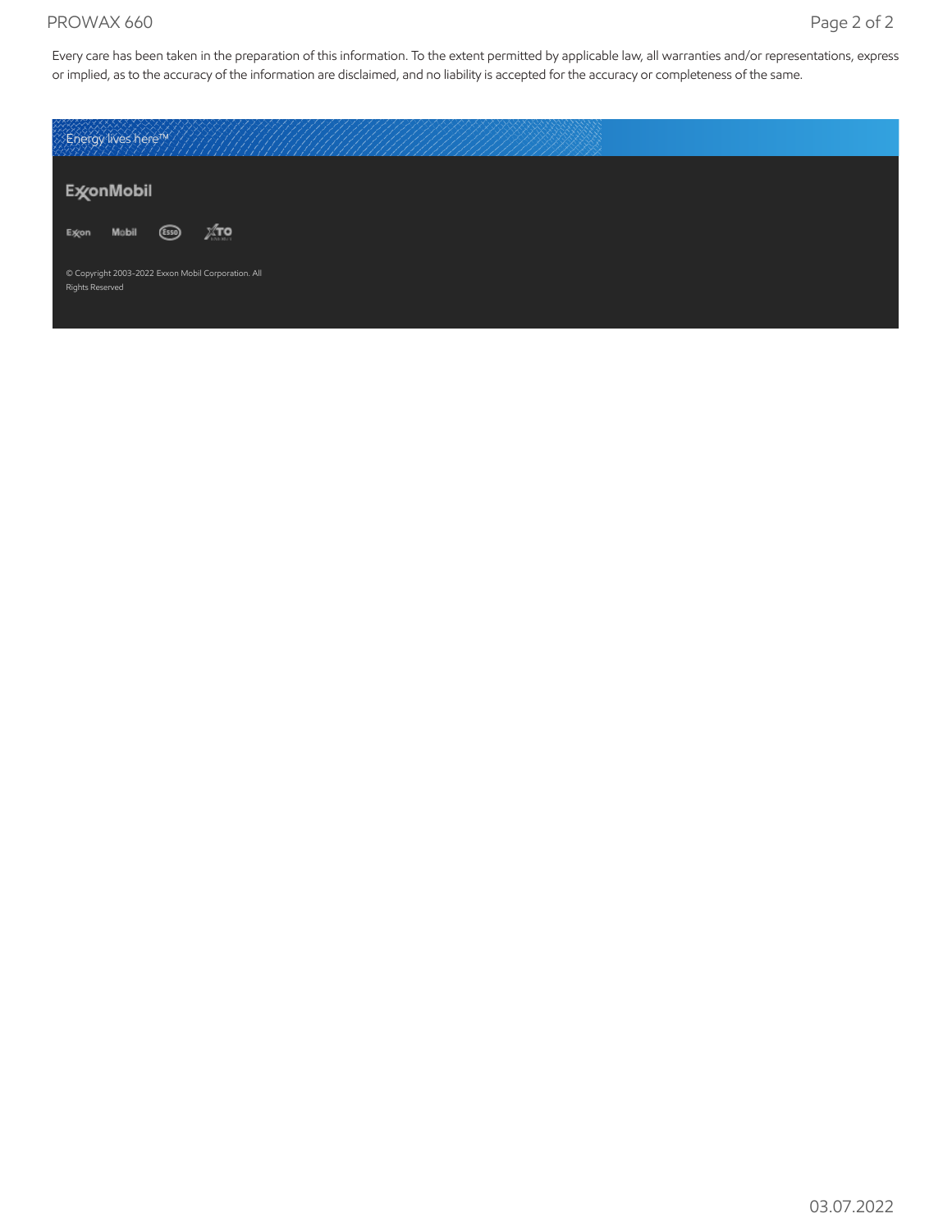Every care has been taken in the preparation of this information. To the extent permitted by applicable law, all warranties and/or representations, express or implied, as to the accuracy of the information are disclaimed, and no liability is accepted for the accuracy or completeness of the same.

Energy lives here™

ExxonMobil

Exxon Mobil Esso XTO

© Copyright 2003-2022 Exxon Mobil Corporation. All Rights Reserved

03.07.2022